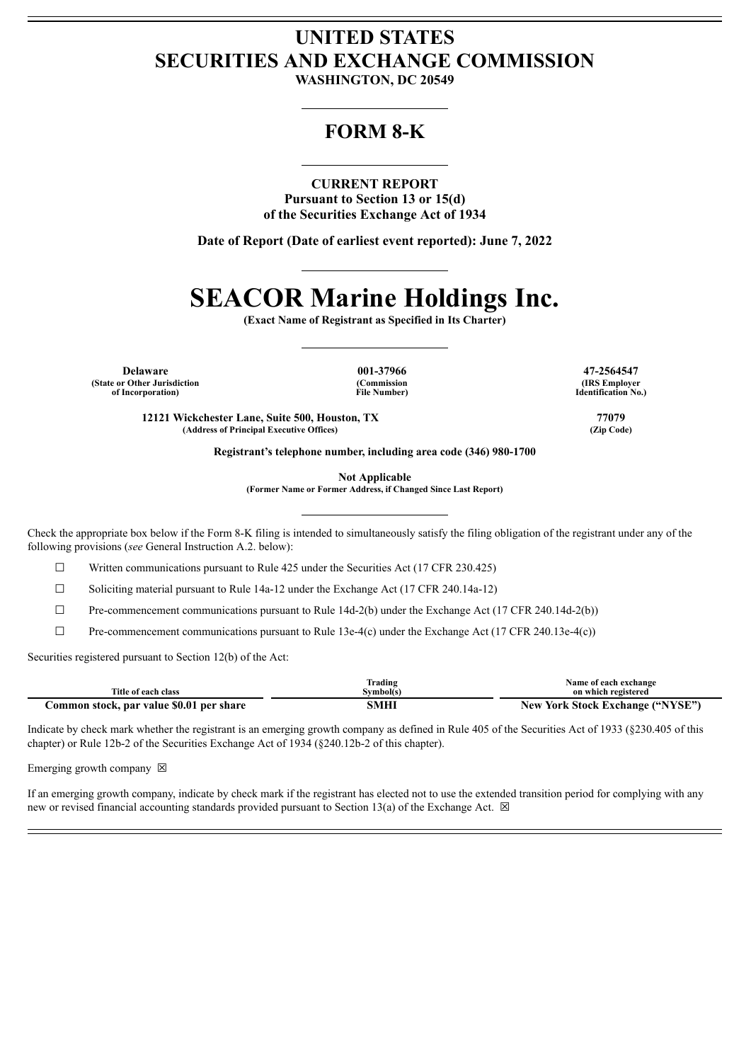# UNITED STATES SECURITIES AND EXCHANGE COMMISSION

**WASHINGTON, DC 20549**

## FORM 8-K

**CURRENT REPORT**
**Pursuant to Section 13 or 15(d)**
**of the Securities Exchange Act of 1934**

**Date of Report (Date of earliest event reported): June 7, 2022**

# SEACOR Marine Holdings Inc.

**(Exact Name of Registrant as Specified in Its Charter)**

| Delaware | 001-37966 | 47-2564547 |
|---|---|---|
| (State or Other Jurisdiction of Incorporation) | (Commission File Number) | (IRS Employer Identification No.) |

| 12121 Wickchester Lane, Suite 500, Houston, TX | 77079 |
|---|---|
| (Address of Principal Executive Offices) | (Zip Code) |

**Registrant's telephone number, including area code (346) 980-1700**

**Not Applicable**
**(Former Name or Former Address, if Changed Since Last Report)**

Check the appropriate box below if the Form 8-K filing is intended to simultaneously satisfy the filing obligation of the registrant under any of the following provisions (*see* General Instruction A.2. below):

☐ Written communications pursuant to Rule 425 under the Securities Act (17 CFR 230.425)

☐ Soliciting material pursuant to Rule 14a-12 under the Exchange Act (17 CFR 240.14a-12)

☐ Pre-commencement communications pursuant to Rule 14d-2(b) under the Exchange Act (17 CFR 240.14d-2(b))

☐ Pre-commencement communications pursuant to Rule 13e-4(c) under the Exchange Act (17 CFR 240.13e-4(c))

Securities registered pursuant to Section 12(b) of the Act:

| Title of each class | Trading Symbol(s) | Name of each exchange on which registered |
|---|---|---|
| **Common stock, par value $0.01 per share** | **SMHI** | **New York Stock Exchange ("NYSE")** |

Indicate by check mark whether the registrant is an emerging growth company as defined in Rule 405 of the Securities Act of 1933 (§230.405 of this chapter) or Rule 12b-2 of the Securities Exchange Act of 1934 (§240.12b-2 of this chapter).

Emerging growth company ☒

If an emerging growth company, indicate by check mark if the registrant has elected not to use the extended transition period for complying with any new or revised financial accounting standards provided pursuant to Section 13(a) of the Exchange Act. ☒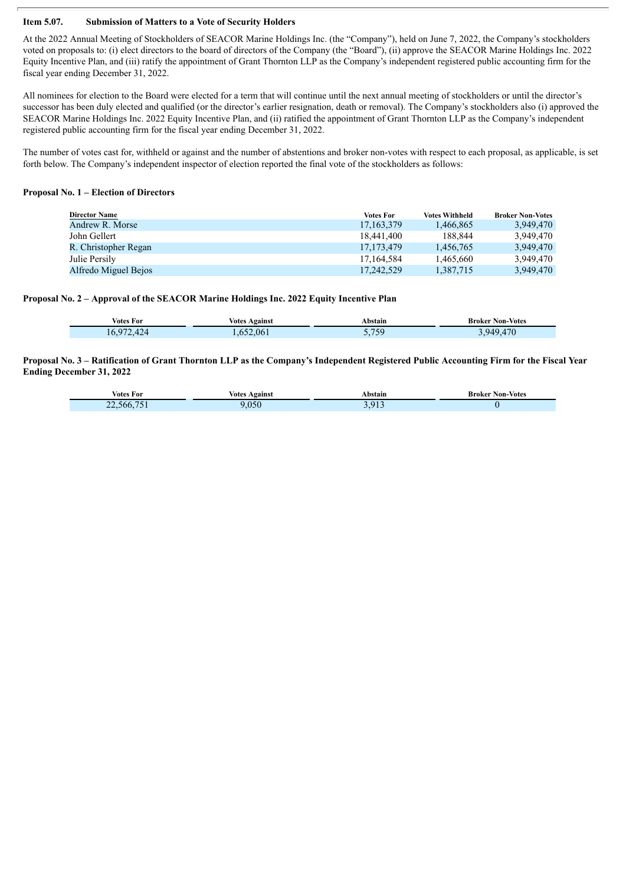**Item 5.07. Submission of Matters to a Vote of Security Holders**

At the 2022 Annual Meeting of Stockholders of SEACOR Marine Holdings Inc. (the "Company"), held on June 7, 2022, the Company's stockholders voted on proposals to: (i) elect directors to the board of directors of the Company (the "Board"), (ii) approve the SEACOR Marine Holdings Inc. 2022 Equity Incentive Plan, and (iii) ratify the appointment of Grant Thornton LLP as the Company's independent registered public accounting firm for the fiscal year ending December 31, 2022.

All nominees for election to the Board were elected for a term that will continue until the next annual meeting of stockholders or until the director's successor has been duly elected and qualified (or the director's earlier resignation, death or removal). The Company's stockholders also (i) approved the SEACOR Marine Holdings Inc. 2022 Equity Incentive Plan, and (ii) ratified the appointment of Grant Thornton LLP as the Company's independent registered public accounting firm for the fiscal year ending December 31, 2022.

The number of votes cast for, withheld or against and the number of abstentions and broker non-votes with respect to each proposal, as applicable, is set forth below. The Company's independent inspector of election reported the final vote of the stockholders as follows:

**Proposal No. 1 – Election of Directors**

| Director Name | Votes For | Votes Withheld | Broker Non-Votes |
|---|---|---|---|
| Andrew R. Morse | 17,163,379 | 1,466,865 | 3,949,470 |
| John Gellert | 18,441,400 | 188,844 | 3,949,470 |
| R. Christopher Regan | 17,173,479 | 1,456,765 | 3,949,470 |
| Julie Persily | 17,164,584 | 1,465,660 | 3,949,470 |
| Alfredo Miguel Bejos | 17,242,529 | 1,387,715 | 3,949,470 |

**Proposal No. 2 – Approval of the SEACOR Marine Holdings Inc. 2022 Equity Incentive Plan**

| Votes For | Votes Against | Abstain | Broker Non-Votes |
|---|---|---|---|
| 16,972,424 | 1,652,061 | 5,759 | 3,949,470 |

**Proposal No. 3 – Ratification of Grant Thornton LLP as the Company's Independent Registered Public Accounting Firm for the Fiscal Year Ending December 31, 2022**

| Votes For | Votes Against | Abstain | Broker Non-Votes |
|---|---|---|---|
| 22,566,751 | 9,050 | 3,913 | 0 |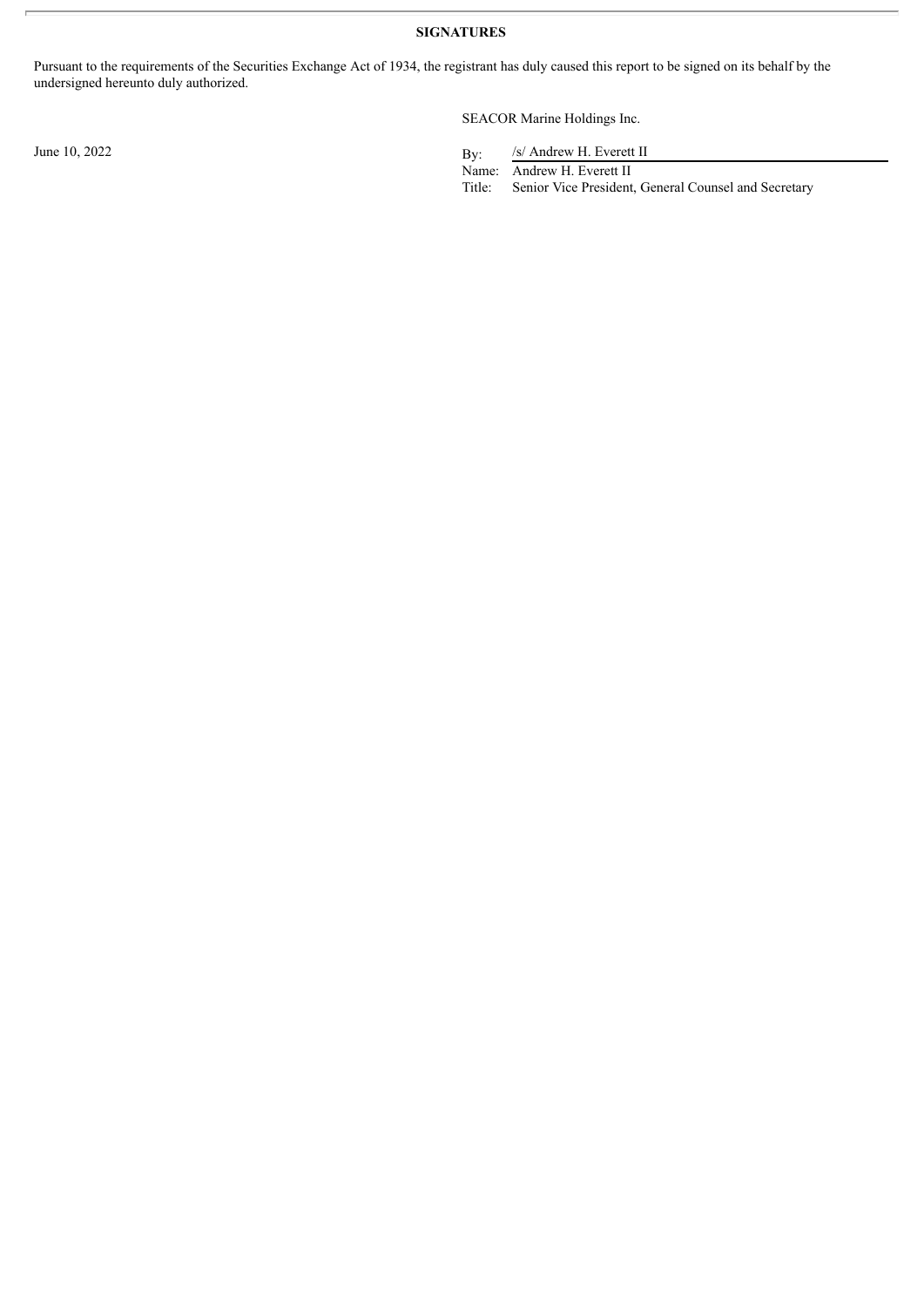**SIGNATURES**

Pursuant to the requirements of the Securities Exchange Act of 1934, the registrant has duly caused this report to be signed on its behalf by the undersigned hereunto duly authorized.

SEACOR Marine Holdings Inc.

June 10, 2022

| | |
|---|---|
| By: | /s/ Andrew H. Everett II |
| Name: | Andrew H. Everett II |
| Title: | Senior Vice President, General Counsel and Secretary |